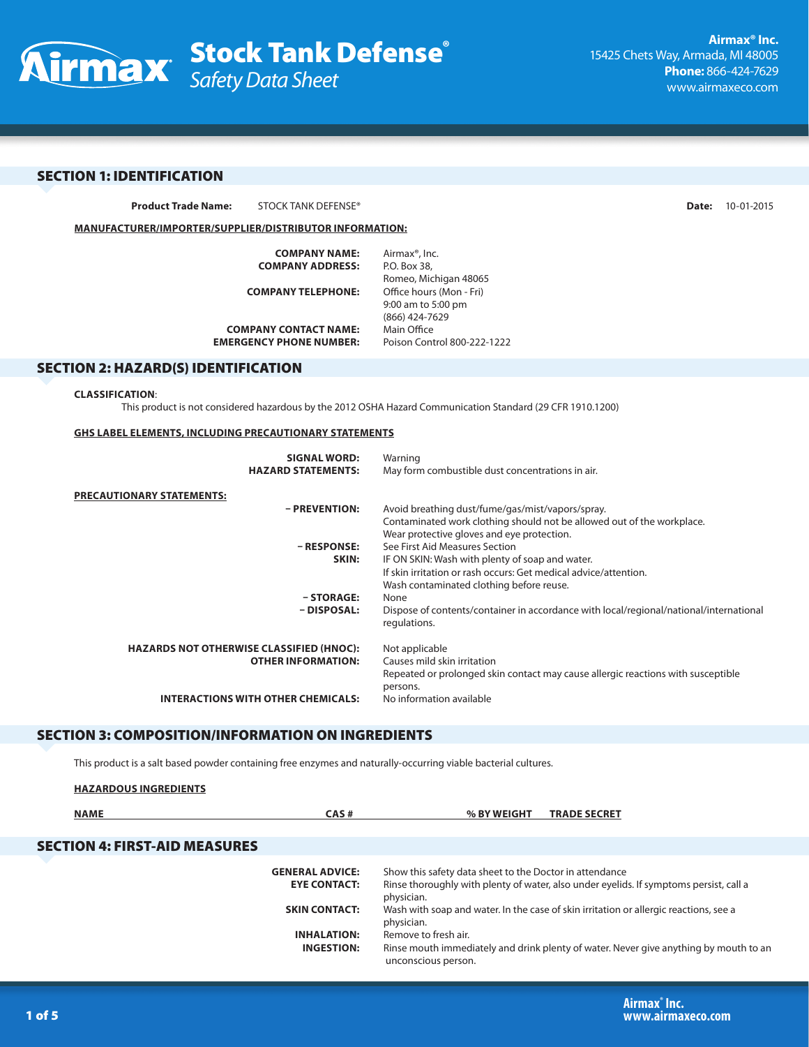**Airmax® Inc.**
15425 Chets Way, Armada, MI 48005
**Phone:** 866-424-7629
www.airmaxeco.com

# Stock Tank Defense®
*Safety Data Sheet*

## SECTION 1: IDENTIFICATION

**Product Trade Name:** STOCK TANK DEFENSE® **Date:** 10-01-2015

**MANUFACTURER/IMPORTER/SUPPLIER/DISTRIBUTOR INFORMATION:**

| | |
|---|---|
| **COMPANY NAME:** | Airmax®, Inc. |
| **COMPANY ADDRESS:** | P.O. Box 38, Romeo, Michigan 48065 |
| **COMPANY TELEPHONE:** | Office hours (Mon - Fri) 9:00 am to 5:00 pm (866) 424-7629 |
| **COMPANY CONTACT NAME:** | Main Office |
| **EMERGENCY PHONE NUMBER:** | Poison Control 800-222-1222 |

## SECTION 2: HAZARD(S) IDENTIFICATION

**CLASSIFICATION**:
This product is not considered hazardous by the 2012 OSHA Hazard Communication Standard (29 CFR 1910.1200)

**GHS LABEL ELEMENTS, INCLUDING PRECAUTIONARY STATEMENTS**

| | |
|---|---|
| **SIGNAL WORD:** | Warning |
| **HAZARD STATEMENTS:** | May form combustible dust concentrations in air. |

**PRECAUTIONARY STATEMENTS:**

| | |
|---|---|
| **– PREVENTION:** | Avoid breathing dust/fume/gas/mist/vapors/spray. Contaminated work clothing should not be allowed out of the workplace. Wear protective gloves and eye protection. |
| **– RESPONSE:** | See First Aid Measures Section |
| **SKIN:** | IF ON SKIN: Wash with plenty of soap and water. If skin irritation or rash occurs: Get medical advice/attention. Wash contaminated clothing before reuse. |
| **– STORAGE:** | None |
| **– DISPOSAL:** | Dispose of contents/container in accordance with local/regional/national/international regulations. |

| | |
|---|---|
| **HAZARDS NOT OTHERWISE CLASSIFIED (HNOC):** | Not applicable |
| **OTHER INFORMATION:** | Causes mild skin irritation<br>Repeated or prolonged skin contact may cause allergic reactions with susceptible persons. |
| **INTERACTIONS WITH OTHER CHEMICALS:** | No information available |

## SECTION 3: COMPOSITION/INFORMATION ON INGREDIENTS

This product is a salt based powder containing free enzymes and naturally-occurring viable bacterial cultures.

**HAZARDOUS INGREDIENTS**

| NAME | CAS # | % BY WEIGHT | TRADE SECRET |
|---|---|---|---|

## SECTION 4: FIRST-AID MEASURES

| | |
|---|---|
| **GENERAL ADVICE:** | Show this safety data sheet to the Doctor in attendance |
| **EYE CONTACT:** | Rinse thoroughly with plenty of water, also under eyelids. If symptoms persist, call a physician. |
| **SKIN CONTACT:** | Wash with soap and water. In the case of skin irritation or allergic reactions, see a physician. |
| **INHALATION:** | Remove to fresh air. |
| **INGESTION:** | Rinse mouth immediately and drink plenty of water. Never give anything by mouth to an unconscious person. |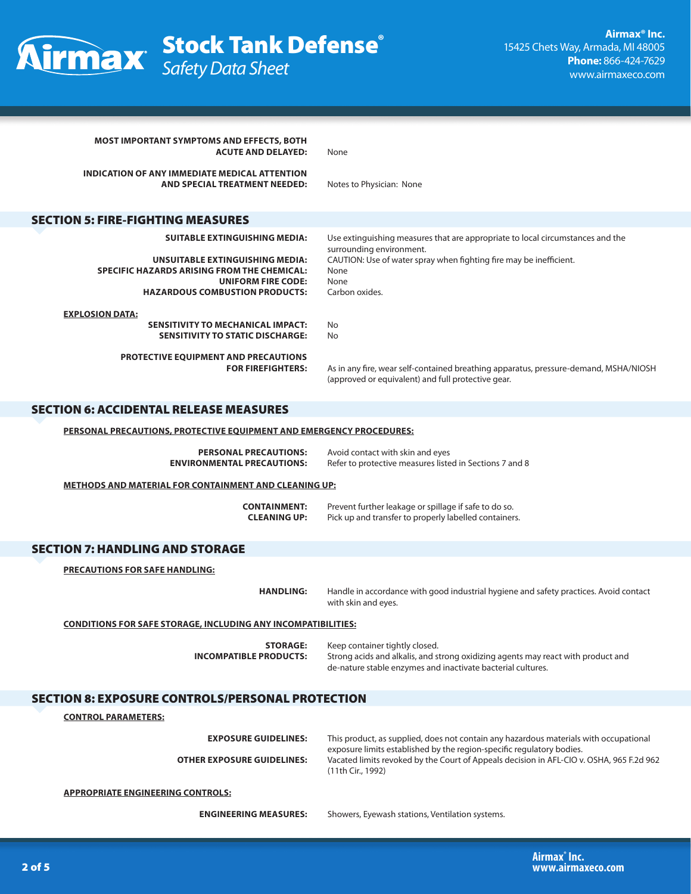**MOST IMPORTANT SYMPTOMS AND EFFECTS, BOTH ACUTE AND DELAYED:** None

**INDICATION OF ANY IMMEDIATE MEDICAL ATTENTION AND SPECIAL TREATMENT NEEDED:** Notes to Physician: None

## SECTION 5: FIRE-FIGHTING MEASURES

**SUITABLE EXTINGUISHING MEDIA:** Use extinguishing measures that are appropriate to local circumstances and the surrounding environment.

**UNSUITABLE EXTINGUISHING MEDIA:** CAUTION: Use of water spray when fighting fire may be inefficient.

**SPECIFIC HAZARDS ARISING FROM THE CHEMICAL:** None

**UNIFORM FIRE CODE:** None

**HAZARDOUS COMBUSTION PRODUCTS:** Carbon oxides.

**EXPLOSION DATA:**

**SENSITIVITY TO MECHANICAL IMPACT:** No

**SENSITIVITY TO STATIC DISCHARGE:** No

**PROTECTIVE EQUIPMENT AND PRECAUTIONS FOR FIREFIGHTERS:** As in any fire, wear self-contained breathing apparatus, pressure-demand, MSHA/NIOSH (approved or equivalent) and full protective gear.

## SECTION 6: ACCIDENTAL RELEASE MEASURES

**PERSONAL PRECAUTIONS, PROTECTIVE EQUIPMENT AND EMERGENCY PROCEDURES:**

**PERSONAL PRECAUTIONS:** Avoid contact with skin and eyes

**ENVIRONMENTAL PRECAUTIONS:** Refer to protective measures listed in Sections 7 and 8

**METHODS AND MATERIAL FOR CONTAINMENT AND CLEANING UP:**

**CONTAINMENT:** Prevent further leakage or spillage if safe to do so.

**CLEANING UP:** Pick up and transfer to properly labelled containers.

## SECTION 7: HANDLING AND STORAGE

**PRECAUTIONS FOR SAFE HANDLING:**

**HANDLING:** Handle in accordance with good industrial hygiene and safety practices. Avoid contact with skin and eyes.

**CONDITIONS FOR SAFE STORAGE, INCLUDING ANY INCOMPATIBILITIES:**

**STORAGE:** Keep container tightly closed.

**INCOMPATIBLE PRODUCTS:** Strong acids and alkalis, and strong oxidizing agents may react with product and de-nature stable enzymes and inactivate bacterial cultures.

## SECTION 8: EXPOSURE CONTROLS/PERSONAL PROTECTION

**CONTROL PARAMETERS:**

**EXPOSURE GUIDELINES:** This product, as supplied, does not contain any hazardous materials with occupational exposure limits established by the region-specific regulatory bodies.

**OTHER EXPOSURE GUIDELINES:** Vacated limits revoked by the Court of Appeals decision in AFL-CIO v. OSHA, 965 F.2d 962 (11th Cir., 1992)

**APPROPRIATE ENGINEERING CONTROLS:**

**ENGINEERING MEASURES:** Showers, Eyewash stations, Ventilation systems.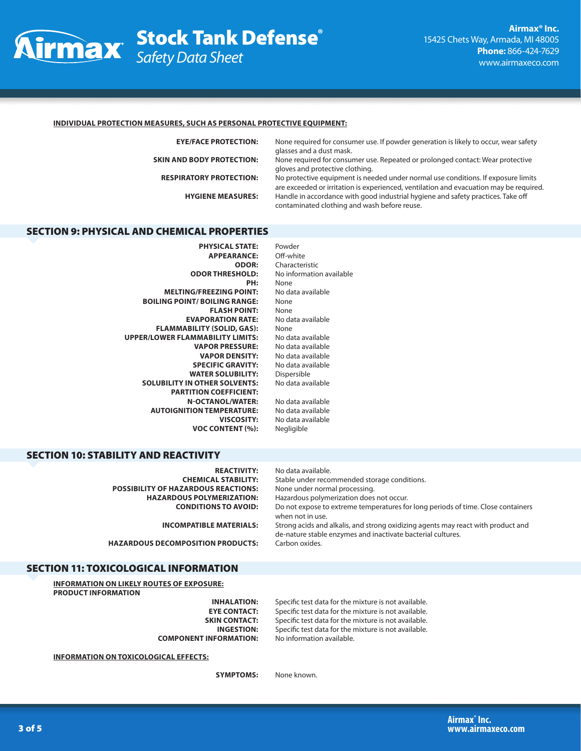**INDIVIDUAL PROTECTION MEASURES, SUCH AS PERSONAL PROTECTIVE EQUIPMENT:**

| | |
|---|---|
| **EYE/FACE PROTECTION:** | None required for consumer use. If powder generation is likely to occur, wear safety glasses and a dust mask. |
| **SKIN AND BODY PROTECTION:** | None required for consumer use. Repeated or prolonged contact: Wear protective gloves and protective clothing. |
| **RESPIRATORY PROTECTION:** | No protective equipment is needed under normal use conditions. If exposure limits are exceeded or irritation is experienced, ventilation and evacuation may be required. |
| **HYGIENE MEASURES:** | Handle in accordance with good industrial hygiene and safety practices. Take off contaminated clothing and wash before reuse. |

## SECTION 9: PHYSICAL AND CHEMICAL PROPERTIES

| | |
|---|---|
| **PHYSICAL STATE:** | Powder |
| **APPEARANCE:** | Off-white |
| **ODOR:** | Characteristic |
| **ODOR THRESHOLD:** | No information available |
| **PH:** | None |
| **MELTING/FREEZING POINT:** | No data available |
| **BOILING POINT/ BOILING RANGE:** | None |
| **FLASH POINT:** | None |
| **EVAPORATION RATE:** | No data available |
| **FLAMMABILITY (SOLID, GAS):** | None |
| **UPPER/LOWER FLAMMABILITY LIMITS:** | No data available |
| **VAPOR PRESSURE:** | No data available |
| **VAPOR DENSITY:** | No data available |
| **SPECIFIC GRAVITY:** | No data available |
| **WATER SOLUBILITY:** | Dispersible |
| **SOLUBILITY IN OTHER SOLVENTS:** | No data available |
| **PARTITION COEFFICIENT:** | |
| **N-OCTANOL/WATER:** | No data available |
| **AUTOIGNITION TEMPERATURE:** | No data available |
| **VISCOSITY:** | No data available |
| **VOC CONTENT (%):** | Negligible |

## SECTION 10: STABILITY AND REACTIVITY

| | |
|---|---|
| **REACTIVITY:** | No data available. |
| **CHEMICAL STABILITY:** | Stable under recommended storage conditions. |
| **POSSIBILITY OF HAZARDOUS REACTIONS:** | None under normal processing. |
| **HAZARDOUS POLYMERIZATION:** | Hazardous polymerization does not occur. |
| **CONDITIONS TO AVOID:** | Do not expose to extreme temperatures for long periods of time. Close containers when not in use. |
| **INCOMPATIBLE MATERIALS:** | Strong acids and alkalis, and strong oxidizing agents may react with product and de-nature stable enzymes and inactivate bacterial cultures. |
| **HAZARDOUS DECOMPOSITION PRODUCTS:** | Carbon oxides. |

## SECTION 11: TOXICOLOGICAL INFORMATION

**INFORMATION ON LIKELY ROUTES OF EXPOSURE:**

**PRODUCT INFORMATION**

| | |
|---|---|
| **INHALATION:** | Specific test data for the mixture is not available. |
| **EYE CONTACT:** | Specific test data for the mixture is not available. |
| **SKIN CONTACT:** | Specific test data for the mixture is not available. |
| **INGESTION:** | Specific test data for the mixture is not available. |
| **COMPONENT INFORMATION:** | No information available. |

**INFORMATION ON TOXICOLOGICAL EFFECTS:**

| | |
|---|---|
| **SYMPTOMS:** | None known. |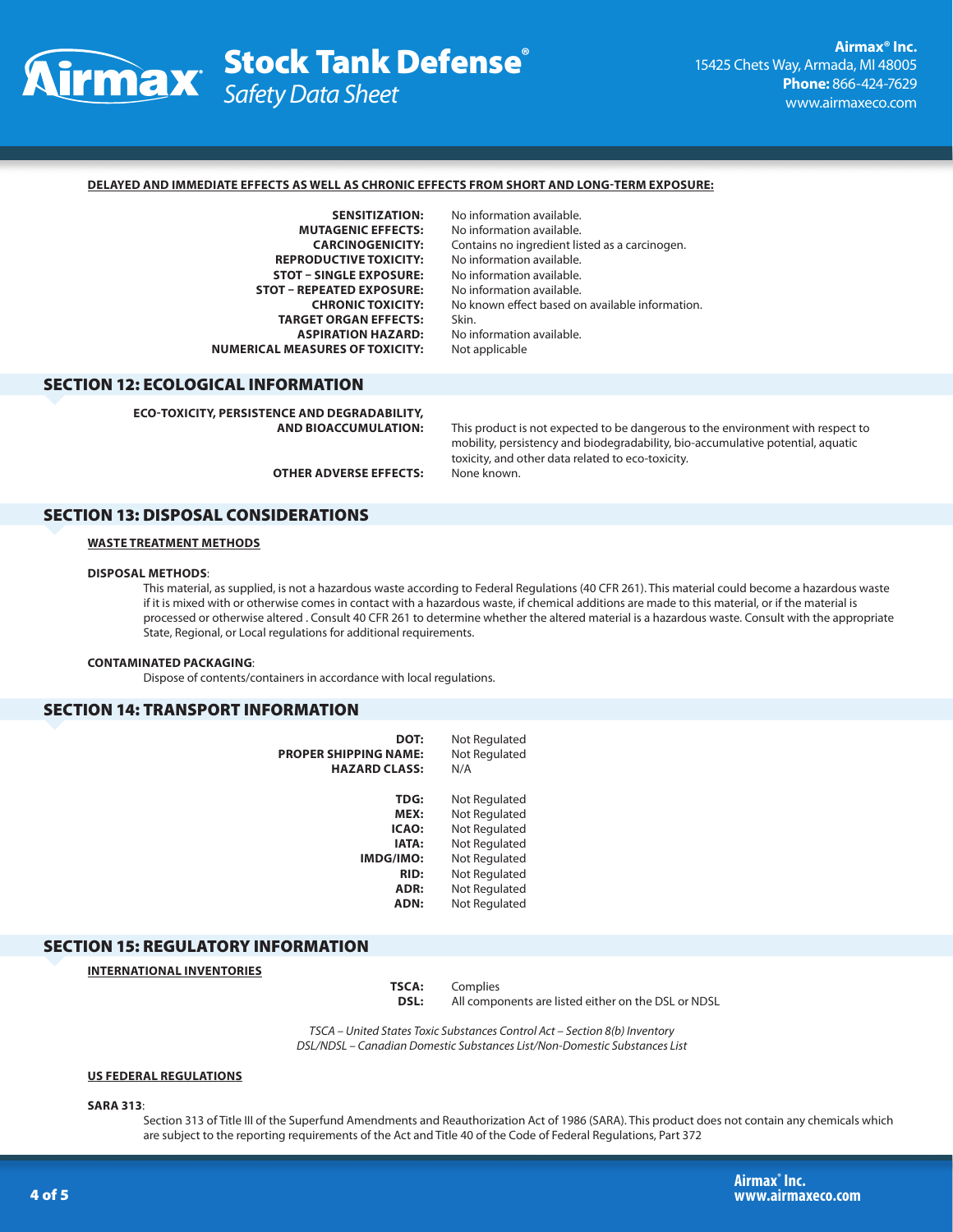**DELAYED AND IMMEDIATE EFFECTS AS WELL AS CHRONIC EFFECTS FROM SHORT AND LONG-TERM EXPOSURE:**

**SENSITIZATION:** No information available.
**MUTAGENIC EFFECTS:** No information available.
**CARCINOGENICITY:** Contains no ingredient listed as a carcinogen.
**REPRODUCTIVE TOXICITY:** No information available.
**STOT – SINGLE EXPOSURE:** No information available.
**STOT – REPEATED EXPOSURE:** No information available.
**CHRONIC TOXICITY:** No known effect based on available information.
**TARGET ORGAN EFFECTS:** Skin.
**ASPIRATION HAZARD:** No information available.
**NUMERICAL MEASURES OF TOXICITY:** Not applicable

## SECTION 12: ECOLOGICAL INFORMATION

**ECO-TOXICITY, PERSISTENCE AND DEGRADABILITY, AND BIOACCUMULATION:** This product is not expected to be dangerous to the environment with respect to mobility, persistency and biodegradability, bio-accumulative potential, aquatic toxicity, and other data related to eco-toxicity.

**OTHER ADVERSE EFFECTS:** None known.

## SECTION 13: DISPOSAL CONSIDERATIONS

**WASTE TREATMENT METHODS**

**DISPOSAL METHODS**:
This material, as supplied, is not a hazardous waste according to Federal Regulations (40 CFR 261). This material could become a hazardous waste if it is mixed with or otherwise comes in contact with a hazardous waste, if chemical additions are made to this material, or if the material is processed or otherwise altered . Consult 40 CFR 261 to determine whether the altered material is a hazardous waste. Consult with the appropriate State, Regional, or Local regulations for additional requirements.

**CONTAMINATED PACKAGING**:
Dispose of contents/containers in accordance with local regulations.

## SECTION 14: TRANSPORT INFORMATION

**DOT:** Not Regulated
**PROPER SHIPPING NAME:** Not Regulated
**HAZARD CLASS:** N/A

**TDG:** Not Regulated
**MEX:** Not Regulated
**ICAO:** Not Regulated
**IATA:** Not Regulated
**IMDG/IMO:** Not Regulated
**RID:** Not Regulated
**ADR:** Not Regulated
**ADN:** Not Regulated

## SECTION 15: REGULATORY INFORMATION

**INTERNATIONAL INVENTORIES**

**TSCA:** Complies
**DSL:** All components are listed either on the DSL or NDSL

*TSCA – United States Toxic Substances Control Act – Section 8(b) Inventory*
*DSL/NDSL – Canadian Domestic Substances List/Non-Domestic Substances List*

**US FEDERAL REGULATIONS**

**SARA 313**:
Section 313 of Title III of the Superfund Amendments and Reauthorization Act of 1986 (SARA). This product does not contain any chemicals which are subject to the reporting requirements of the Act and Title 40 of the Code of Federal Regulations, Part 372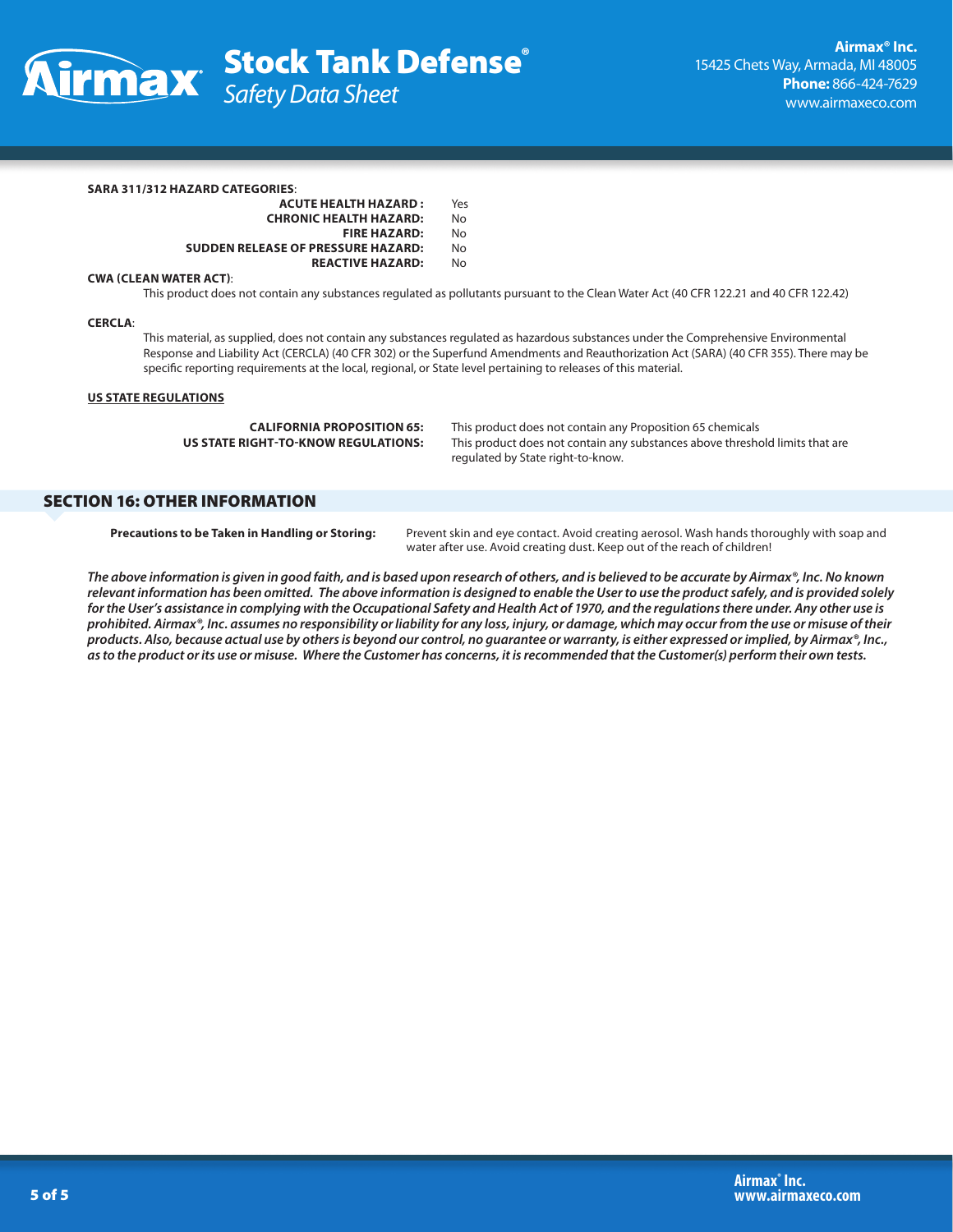**SARA 311/312 HAZARD CATEGORIES**:

| | |
|---|---|
| **ACUTE HEALTH HAZARD :** | Yes |
| **CHRONIC HEALTH HAZARD:** | No |
| **FIRE HAZARD:** | No |
| **SUDDEN RELEASE OF PRESSURE HAZARD:** | No |
| **REACTIVE HAZARD:** | No |

**CWA (CLEAN WATER ACT)**:

This product does not contain any substances regulated as pollutants pursuant to the Clean Water Act (40 CFR 122.21 and 40 CFR 122.42)

**CERCLA**:

This material, as supplied, does not contain any substances regulated as hazardous substances under the Comprehensive Environmental Response and Liability Act (CERCLA) (40 CFR 302) or the Superfund Amendments and Reauthorization Act (SARA) (40 CFR 355). There may be specific reporting requirements at the local, regional, or State level pertaining to releases of this material.

**US STATE REGULATIONS**

| | |
|---|---|
| **CALIFORNIA PROPOSITION 65:** | This product does not contain any Proposition 65 chemicals |
| **US STATE RIGHT-TO-KNOW REGULATIONS:** | This product does not contain any substances above threshold limits that are regulated by State right-to-know. |

## SECTION 16: OTHER INFORMATION

**Precautions to be Taken in Handling or Storing:** Prevent skin and eye contact. Avoid creating aerosol. Wash hands thoroughly with soap and water after use. Avoid creating dust. Keep out of the reach of children!

***The above information is given in good faith, and is based upon research of others, and is believed to be accurate by Airmax®, Inc. No known relevant information has been omitted. The above information is designed to enable the User to use the product safely, and is provided solely for the User's assistance in complying with the Occupational Safety and Health Act of 1970, and the regulations there under. Any other use is prohibited. Airmax®, Inc. assumes no responsibility or liability for any loss, injury, or damage, which may occur from the use or misuse of their products. Also, because actual use by others is beyond our control, no guarantee or warranty, is either expressed or implied, by Airmax®, Inc., as to the product or its use or misuse. Where the Customer has concerns, it is recommended that the Customer(s) perform their own tests.***